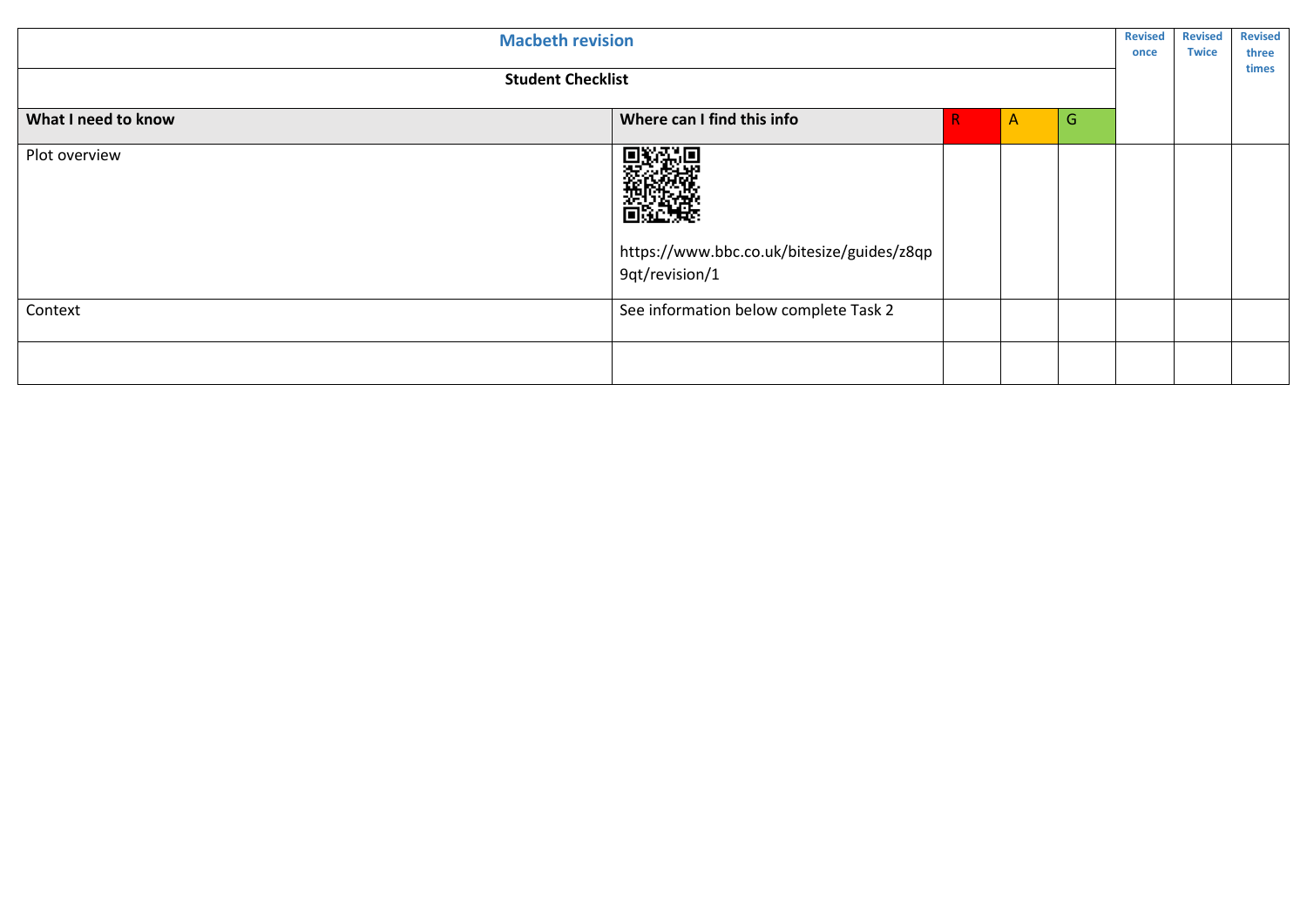| Macbeth revision | | | | | Revised once | Revised Twice | Revised three times |
|---|---|---|---|---|---|---|---|
| **Student Checklist** | | | | | | | |
| **What I need to know** | **Where can I find this info** | R | A | G | | | |
| Plot overview | https://www.bbc.co.uk/bitesize/guides/z8qp9qt/revision/1 | | | | | | |
| Context | See information below complete Task 2 | | | | | | |
| | | | | | | | |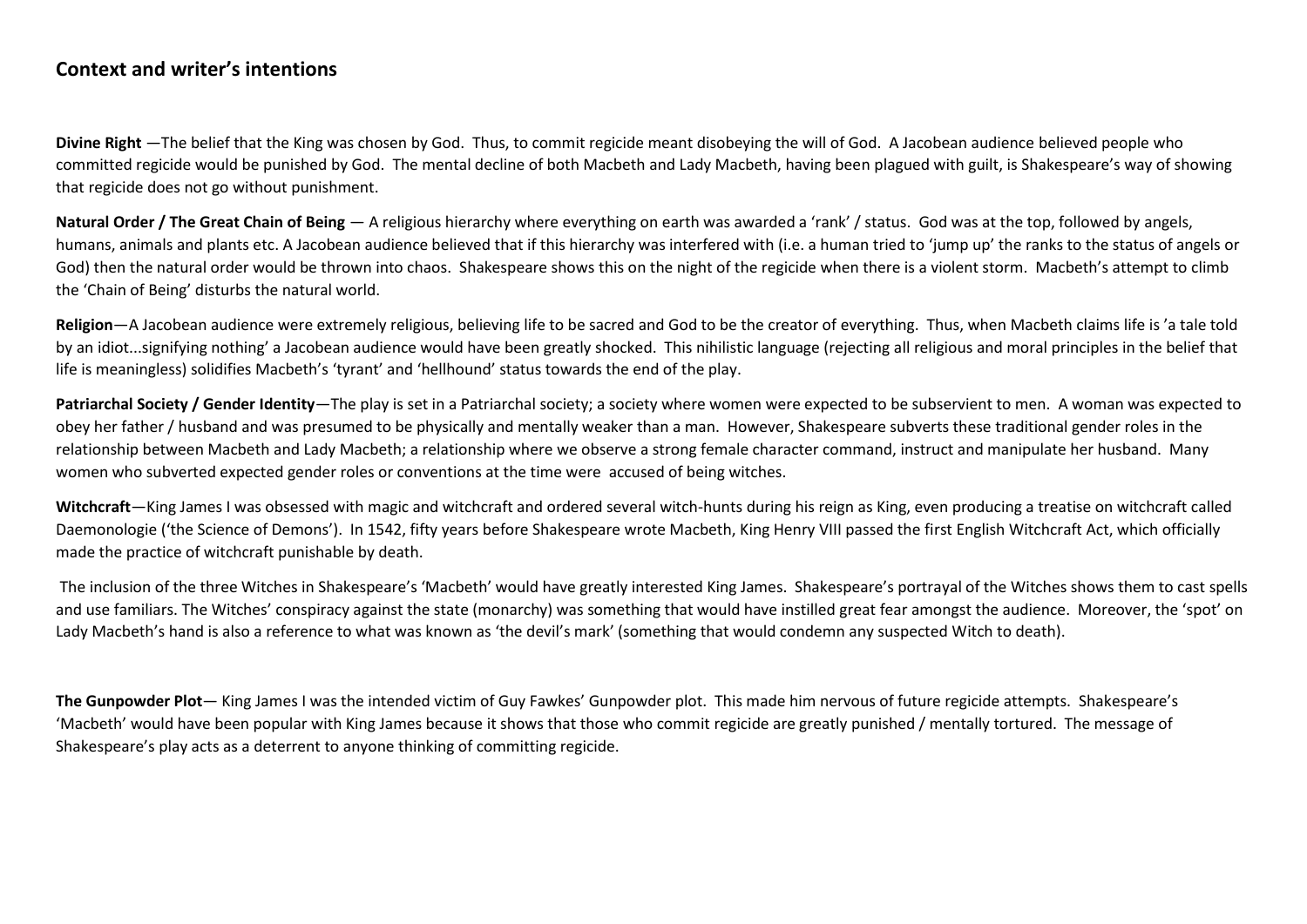## Context and writer's intentions

**Divine Right** —The belief that the King was chosen by God. Thus, to commit regicide meant disobeying the will of God. A Jacobean audience believed people who committed regicide would be punished by God. The mental decline of both Macbeth and Lady Macbeth, having been plagued with guilt, is Shakespeare's way of showing that regicide does not go without punishment.

**Natural Order / The Great Chain of Being** — A religious hierarchy where everything on earth was awarded a 'rank' / status. God was at the top, followed by angels, humans, animals and plants etc. A Jacobean audience believed that if this hierarchy was interfered with (i.e. a human tried to 'jump up' the ranks to the status of angels or God) then the natural order would be thrown into chaos. Shakespeare shows this on the night of the regicide when there is a violent storm. Macbeth's attempt to climb the 'Chain of Being' disturbs the natural world.

**Religion**—A Jacobean audience were extremely religious, believing life to be sacred and God to be the creator of everything. Thus, when Macbeth claims life is 'a tale told by an idiot...signifying nothing' a Jacobean audience would have been greatly shocked. This nihilistic language (rejecting all religious and moral principles in the belief that life is meaningless) solidifies Macbeth's 'tyrant' and 'hellhound' status towards the end of the play.

**Patriarchal Society / Gender Identity**—The play is set in a Patriarchal society; a society where women were expected to be subservient to men. A woman was expected to obey her father / husband and was presumed to be physically and mentally weaker than a man. However, Shakespeare subverts these traditional gender roles in the relationship between Macbeth and Lady Macbeth; a relationship where we observe a strong female character command, instruct and manipulate her husband. Many women who subverted expected gender roles or conventions at the time were accused of being witches.

**Witchcraft**—King James I was obsessed with magic and witchcraft and ordered several witch-hunts during his reign as King, even producing a treatise on witchcraft called Daemonologie ('the Science of Demons'). In 1542, fifty years before Shakespeare wrote Macbeth, King Henry VIII passed the first English Witchcraft Act, which officially made the practice of witchcraft punishable by death.

The inclusion of the three Witches in Shakespeare's 'Macbeth' would have greatly interested King James. Shakespeare's portrayal of the Witches shows them to cast spells and use familiars. The Witches' conspiracy against the state (monarchy) was something that would have instilled great fear amongst the audience. Moreover, the 'spot' on Lady Macbeth's hand is also a reference to what was known as 'the devil's mark' (something that would condemn any suspected Witch to death).

**The Gunpowder Plot**— King James I was the intended victim of Guy Fawkes' Gunpowder plot. This made him nervous of future regicide attempts. Shakespeare's 'Macbeth' would have been popular with King James because it shows that those who commit regicide are greatly punished / mentally tortured. The message of Shakespeare's play acts as a deterrent to anyone thinking of committing regicide.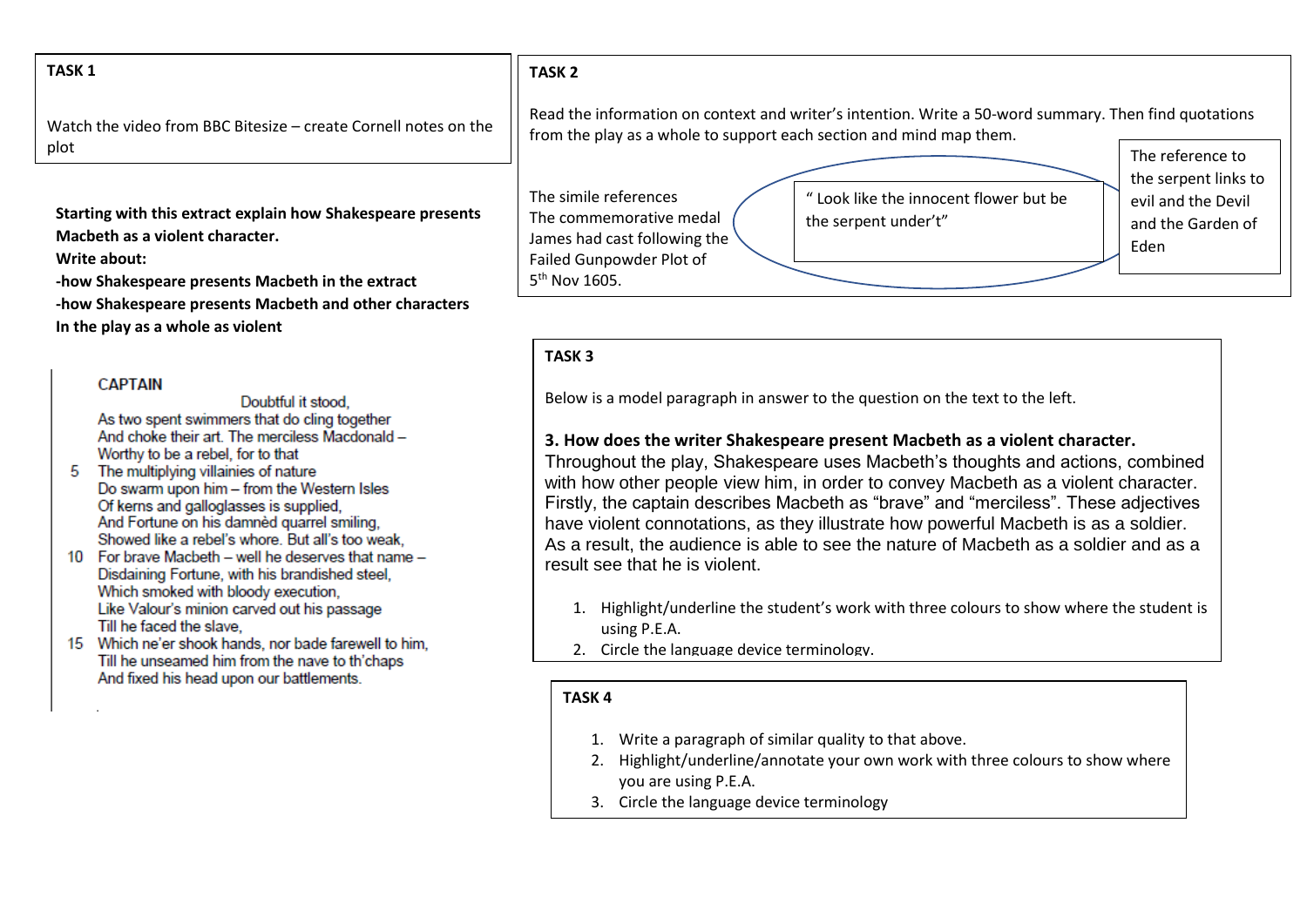## TASK 1

Watch the video from BBC Bitesize – create Cornell notes on the plot

**Starting with this extract explain how Shakespeare presents Macbeth as a violent character.**
**Write about:**
**-how Shakespeare presents Macbeth in the extract**
**-how Shakespeare presents Macbeth and other characters**
**In the play as a whole as violent**

CAPTAIN

Doubtful it stood,
As two spent swimmers that do cling together
And choke their art. The merciless Macdonald –
Worthy to be a rebel, for to that
5 The multiplying villainies of nature
Do swarm upon him – from the Western Isles
Of kerns and galloglasses is supplied,
And Fortune on his damnèd quarrel smiling,
Showed like a rebel's whore. But all's too weak,
10 For brave Macbeth – well he deserves that name –
Disdaining Fortune, with his brandished steel,
Which smoked with bloody execution,
Like Valour's minion carved out his passage
Till he faced the slave,
15 Which ne'er shook hands, nor bade farewell to him,
Till he unseamed him from the nave to th'chaps
And fixed his head upon our battlements.

## TASK 2

Read the information on context and writer's intention. Write a 50-word summary. Then find quotations from the play as a whole to support each section and mind map them.

The simile references The commemorative medal James had cast following the Failed Gunpowder Plot of 5th Nov 1605.

" Look like the innocent flower but be the serpent under't"

The reference to the serpent links to evil and the Devil and the Garden of Eden

## TASK 3

Below is a model paragraph in answer to the question on the text to the left.

**3. How does the writer Shakespeare present Macbeth as a violent character.**

Throughout the play, Shakespeare uses Macbeth's thoughts and actions, combined with how other people view him, in order to convey Macbeth as a violent character. Firstly, the captain describes Macbeth as "brave" and "merciless". These adjectives have violent connotations, as they illustrate how powerful Macbeth is as a soldier. As a result, the audience is able to see the nature of Macbeth as a soldier and as a result see that he is violent.

1. Highlight/underline the student's work with three colours to show where the student is using P.E.A.
2. Circle the language device terminology.

## TASK 4

1. Write a paragraph of similar quality to that above.
2. Highlight/underline/annotate your own work with three colours to show where you are using P.E.A.
3. Circle the language device terminology